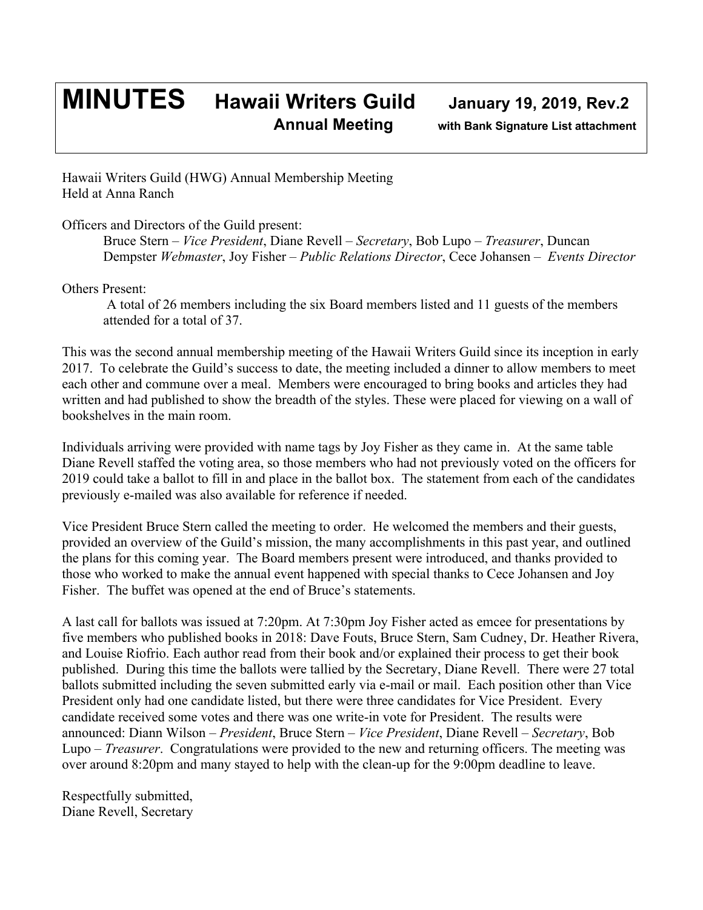# MINUTES Hawaii Writers Guild Annual Meeting

**January 19, 2019, Rev.2**
**with Bank Signature List attachment**

Hawaii Writers Guild (HWG) Annual Membership Meeting
Held at Anna Ranch

Officers and Directors of the Guild present:

Bruce Stern – *Vice President*, Diane Revell – *Secretary*, Bob Lupo – *Treasurer*, Duncan Dempster *Webmaster*, Joy Fisher – *Public Relations Director*, Cece Johansen – *Events Director*

Others Present:

A total of 26 members including the six Board members listed and 11 guests of the members attended for a total of 37.

This was the second annual membership meeting of the Hawaii Writers Guild since its inception in early 2017. To celebrate the Guild's success to date, the meeting included a dinner to allow members to meet each other and commune over a meal. Members were encouraged to bring books and articles they had written and had published to show the breadth of the styles. These were placed for viewing on a wall of bookshelves in the main room.

Individuals arriving were provided with name tags by Joy Fisher as they came in. At the same table Diane Revell staffed the voting area, so those members who had not previously voted on the officers for 2019 could take a ballot to fill in and place in the ballot box. The statement from each of the candidates previously e-mailed was also available for reference if needed.

Vice President Bruce Stern called the meeting to order. He welcomed the members and their guests, provided an overview of the Guild's mission, the many accomplishments in this past year, and outlined the plans for this coming year. The Board members present were introduced, and thanks provided to those who worked to make the annual event happened with special thanks to Cece Johansen and Joy Fisher. The buffet was opened at the end of Bruce's statements.

A last call for ballots was issued at 7:20pm. At 7:30pm Joy Fisher acted as emcee for presentations by five members who published books in 2018: Dave Fouts, Bruce Stern, Sam Cudney, Dr. Heather Rivera, and Louise Riofrio. Each author read from their book and/or explained their process to get their book published. During this time the ballots were tallied by the Secretary, Diane Revell. There were 27 total ballots submitted including the seven submitted early via e-mail or mail. Each position other than Vice President only had one candidate listed, but there were three candidates for Vice President. Every candidate received some votes and there was one write-in vote for President. The results were announced: Diann Wilson – *President*, Bruce Stern – *Vice President*, Diane Revell – *Secretary*, Bob Lupo – *Treasurer*. Congratulations were provided to the new and returning officers. The meeting was over around 8:20pm and many stayed to help with the clean-up for the 9:00pm deadline to leave.

Respectfully submitted,
Diane Revell, Secretary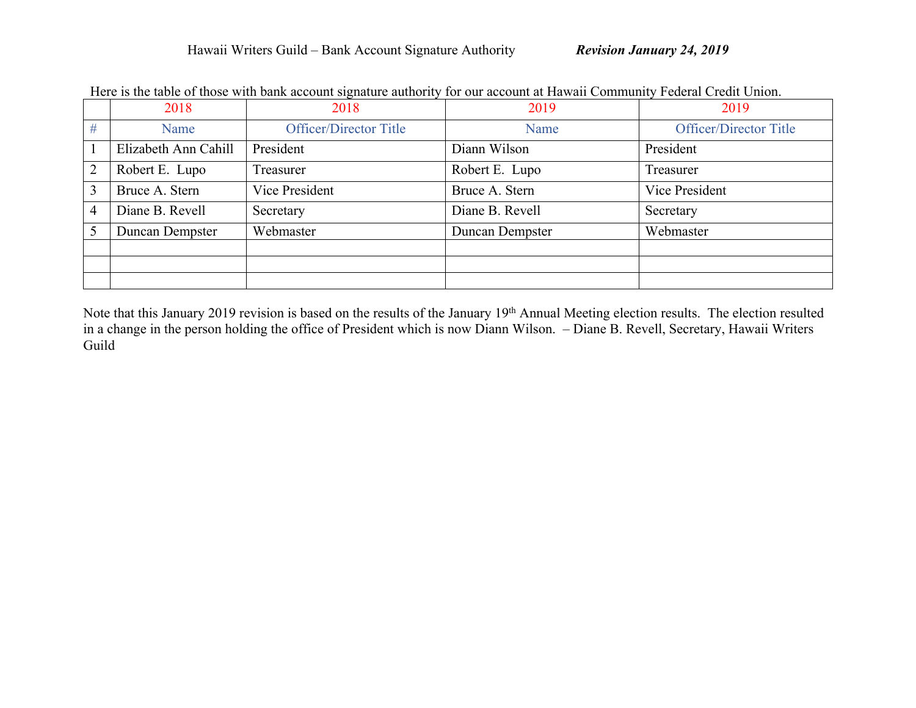Hawaii Writers Guild – Bank Account Signature Authority *Revision January 24, 2019*

Here is the table of those with bank account signature authority for our account at Hawaii Community Federal Credit Union.

| | 2018 | 2018 | 2019 | 2019 |
|---|---|---|---|---|
| # | Name | Officer/Director Title | Name | Officer/Director Title |
| 1 | Elizabeth Ann Cahill | President | Diann Wilson | President |
| 2 | Robert E. Lupo | Treasurer | Robert E. Lupo | Treasurer |
| 3 | Bruce A. Stern | Vice President | Bruce A. Stern | Vice President |
| 4 | Diane B. Revell | Secretary | Diane B. Revell | Secretary |
| 5 | Duncan Dempster | Webmaster | Duncan Dempster | Webmaster |
| | | | | |
| | | | | |
| | | | | |

Note that this January 2019 revision is based on the results of the January 19th Annual Meeting election results. The election resulted in a change in the person holding the office of President which is now Diann Wilson. – Diane B. Revell, Secretary, Hawaii Writers Guild